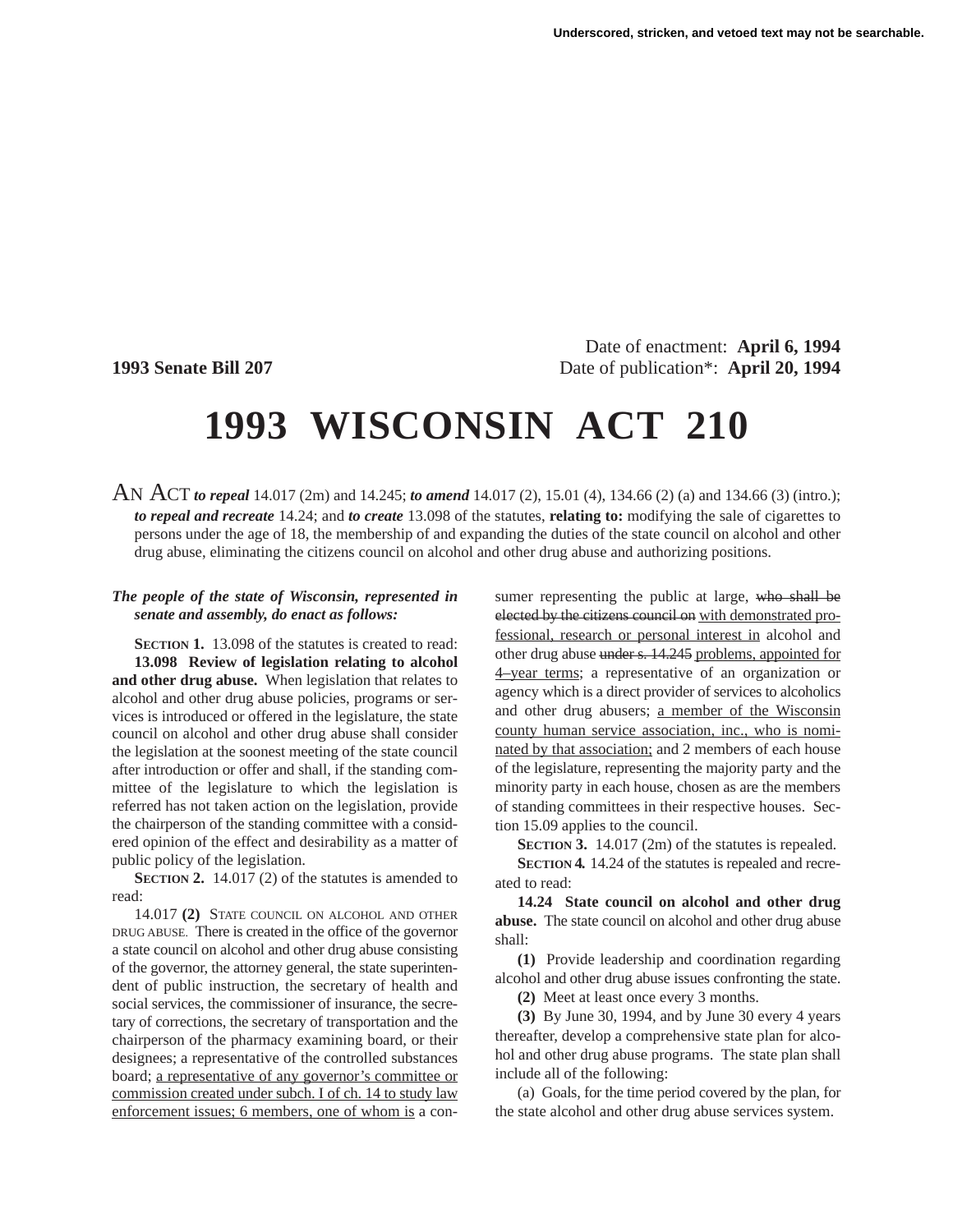Underscored, stricken, and vetoed text may not be searchable.

Date of enactment: **April 6, 1994**

**1993 Senate Bill 207** Date of publication*: **April 20, 1994**

# 1993 WISCONSIN ACT 210

AN ACT ***to repeal*** 14.017 (2m) and 14.245; ***to amend*** 14.017 (2), 15.01 (4), 134.66 (2) (a) and 134.66 (3) (intro.); ***to repeal and recreate*** 14.24; and ***to create*** 13.098 of the statutes, **relating to:** modifying the sale of cigarettes to persons under the age of 18, the membership of and expanding the duties of the state council on alcohol and other drug abuse, eliminating the citizens council on alcohol and other drug abuse and authorizing positions.

***The people of the state of Wisconsin, represented in senate and assembly, do enact as follows:***

**SECTION 1.** 13.098 of the statutes is created to read:

**13.098 Review of legislation relating to alcohol and other drug abuse.** When legislation that relates to alcohol and other drug abuse policies, programs or services is introduced or offered in the legislature, the state council on alcohol and other drug abuse shall consider the legislation at the soonest meeting of the state council after introduction or offer and shall, if the standing committee of the legislature to which the legislation is referred has not taken action on the legislation, provide the chairperson of the standing committee with a considered opinion of the effect and desirability as a matter of public policy of the legislation.

**SECTION 2.** 14.017 (2) of the statutes is amended to read:

14.017 **(2)** STATE COUNCIL ON ALCOHOL AND OTHER DRUG ABUSE. There is created in the office of the governor a state council on alcohol and other drug abuse consisting of the governor, the attorney general, the state superintendent of public instruction, the secretary of health and social services, the commissioner of insurance, the secretary of corrections, the secretary of transportation and the chairperson of the pharmacy examining board, or their designees; a representative of the controlled substances board; a representative of any governor's committee or commission created under subch. I of ch. 14 to study law enforcement issues; 6 members, one of whom is a consumer representing the public at large, ~~who shall be elected by the citizens council on~~ with demonstrated professional, research or personal interest in alcohol and other drug abuse ~~under s. 14.245~~ problems, appointed for 4–year terms; a representative of an organization or agency which is a direct provider of services to alcoholics and other drug abusers; a member of the Wisconsin county human service association, inc., who is nominated by that association; and 2 members of each house of the legislature, representing the majority party and the minority party in each house, chosen as are the members of standing committees in their respective houses. Section 15.09 applies to the council.

**SECTION 3.** 14.017 (2m) of the statutes is repealed.

**SECTION 4.** 14.24 of the statutes is repealed and recreated to read:

**14.24 State council on alcohol and other drug abuse.** The state council on alcohol and other drug abuse shall:

**(1)** Provide leadership and coordination regarding alcohol and other drug abuse issues confronting the state.

**(2)** Meet at least once every 3 months.

**(3)** By June 30, 1994, and by June 30 every 4 years thereafter, develop a comprehensive state plan for alcohol and other drug abuse programs. The state plan shall include all of the following:

(a) Goals, for the time period covered by the plan, for the state alcohol and other drug abuse services system.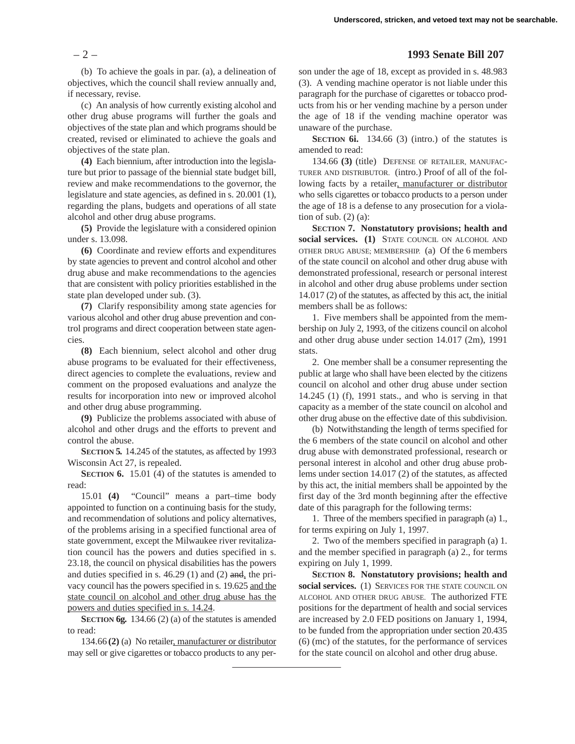(b) To achieve the goals in par. (a), a delineation of objectives, which the council shall review annually and, if necessary, revise.

(c) An analysis of how currently existing alcohol and other drug abuse programs will further the goals and objectives of the state plan and which programs should be created, revised or eliminated to achieve the goals and objectives of the state plan.

**(4)** Each biennium, after introduction into the legislature but prior to passage of the biennial state budget bill, review and make recommendations to the governor, the legislature and state agencies, as defined in s. 20.001 (1), regarding the plans, budgets and operations of all state alcohol and other drug abuse programs.

**(5)** Provide the legislature with a considered opinion under s. 13.098.

**(6)** Coordinate and review efforts and expenditures by state agencies to prevent and control alcohol and other drug abuse and make recommendations to the agencies that are consistent with policy priorities established in the state plan developed under sub. (3).

**(7)** Clarify responsibility among state agencies for various alcohol and other drug abuse prevention and control programs and direct cooperation between state agencies.

**(8)** Each biennium, select alcohol and other drug abuse programs to be evaluated for their effectiveness, direct agencies to complete the evaluations, review and comment on the proposed evaluations and analyze the results for incorporation into new or improved alcohol and other drug abuse programming.

**(9)** Publicize the problems associated with abuse of alcohol and other drugs and the efforts to prevent and control the abuse.

**SECTION 5.** 14.245 of the statutes, as affected by 1993 Wisconsin Act 27, is repealed.

**SECTION 6.** 15.01 (4) of the statutes is amended to read:

15.01 **(4)** "Council" means a part–time body appointed to function on a continuing basis for the study, and recommendation of solutions and policy alternatives, of the problems arising in a specified functional area of state government, except the Milwaukee river revitalization council has the powers and duties specified in s. 23.18, the council on physical disabilities has the powers and duties specified in s. 46.29 (1) and (2) ~~and~~, the privacy council has the powers specified in s. 19.625 and the state council on alcohol and other drug abuse has the powers and duties specified in s. 14.24.

**SECTION 6g.** 134.66 (2) (a) of the statutes is amended to read:

134.66 **(2)** (a) No retailer, manufacturer or distributor may sell or give cigarettes or tobacco products to any person under the age of 18, except as provided in s. 48.983 (3). A vending machine operator is not liable under this paragraph for the purchase of cigarettes or tobacco products from his or her vending machine by a person under the age of 18 if the vending machine operator was unaware of the purchase.

**SECTION 6i.** 134.66 (3) (intro.) of the statutes is amended to read:

134.66 **(3)** (title) DEFENSE OF RETAILER, MANUFACTURER AND DISTRIBUTOR. (intro.) Proof of all of the following facts by a retailer, manufacturer or distributor who sells cigarettes or tobacco products to a person under the age of 18 is a defense to any prosecution for a violation of sub. (2) (a):

**SECTION 7. Nonstatutory provisions; health and social services. (1)** STATE COUNCIL ON ALCOHOL AND OTHER DRUG ABUSE; MEMBERSHIP. (a) Of the 6 members of the state council on alcohol and other drug abuse with demonstrated professional, research or personal interest in alcohol and other drug abuse problems under section 14.017 (2) of the statutes, as affected by this act, the initial members shall be as follows:

1. Five members shall be appointed from the membership on July 2, 1993, of the citizens council on alcohol and other drug abuse under section 14.017 (2m), 1991 stats.

2. One member shall be a consumer representing the public at large who shall have been elected by the citizens council on alcohol and other drug abuse under section 14.245 (1) (f), 1991 stats., and who is serving in that capacity as a member of the state council on alcohol and other drug abuse on the effective date of this subdivision.

(b) Notwithstanding the length of terms specified for the 6 members of the state council on alcohol and other drug abuse with demonstrated professional, research or personal interest in alcohol and other drug abuse problems under section 14.017 (2) of the statutes, as affected by this act, the initial members shall be appointed by the first day of the 3rd month beginning after the effective date of this paragraph for the following terms:

1. Three of the members specified in paragraph (a) 1., for terms expiring on July 1, 1997.

2. Two of the members specified in paragraph (a) 1. and the member specified in paragraph (a) 2., for terms expiring on July 1, 1999.

**SECTION 8. Nonstatutory provisions; health and social services.** (1) SERVICES FOR THE STATE COUNCIL ON ALCOHOL AND OTHER DRUG ABUSE. The authorized FTE positions for the department of health and social services are increased by 2.0 FED positions on January 1, 1994, to be funded from the appropriation under section 20.435 (6) (mc) of the statutes, for the performance of services for the state council on alcohol and other drug abuse.